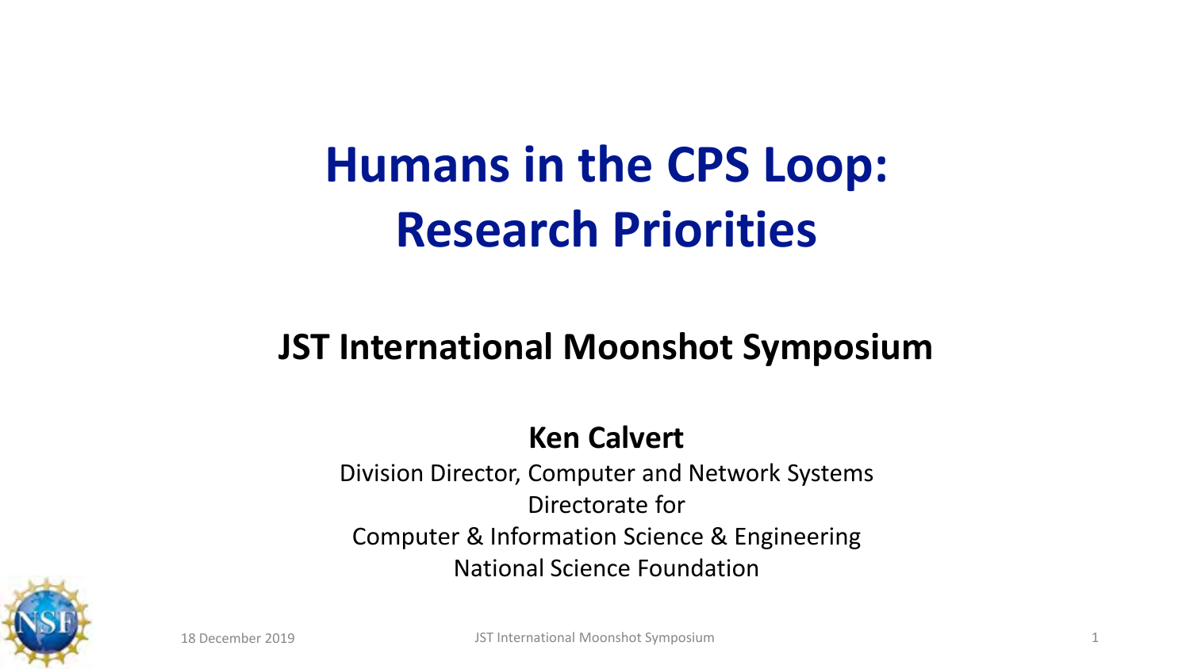# Humans in the CPS Loop: Research Priorities

## JST International Moonshot Symposium

**Ken Calvert**

Division Director, Computer and Network Systems

Directorate for

Computer & Information Science & Engineering

National Science Foundation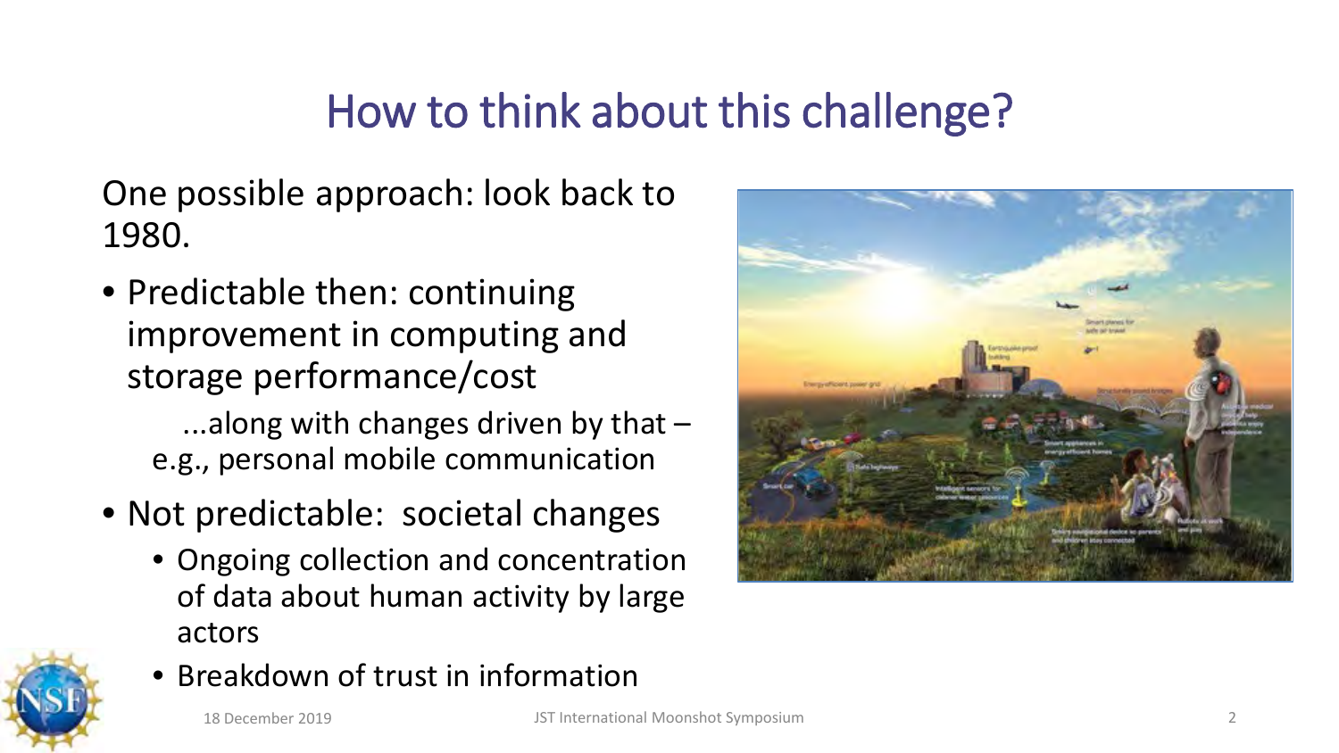# How to think about this challenge?

One possible approach: look back to 1980.

- Predictable then: continuing improvement in computing and storage performance/cost

  ...along with changes driven by that – e.g., personal mobile communication

- Not predictable: societal changes
  - Ongoing collection and concentration of data about human activity by large actors
  - Breakdown of trust in information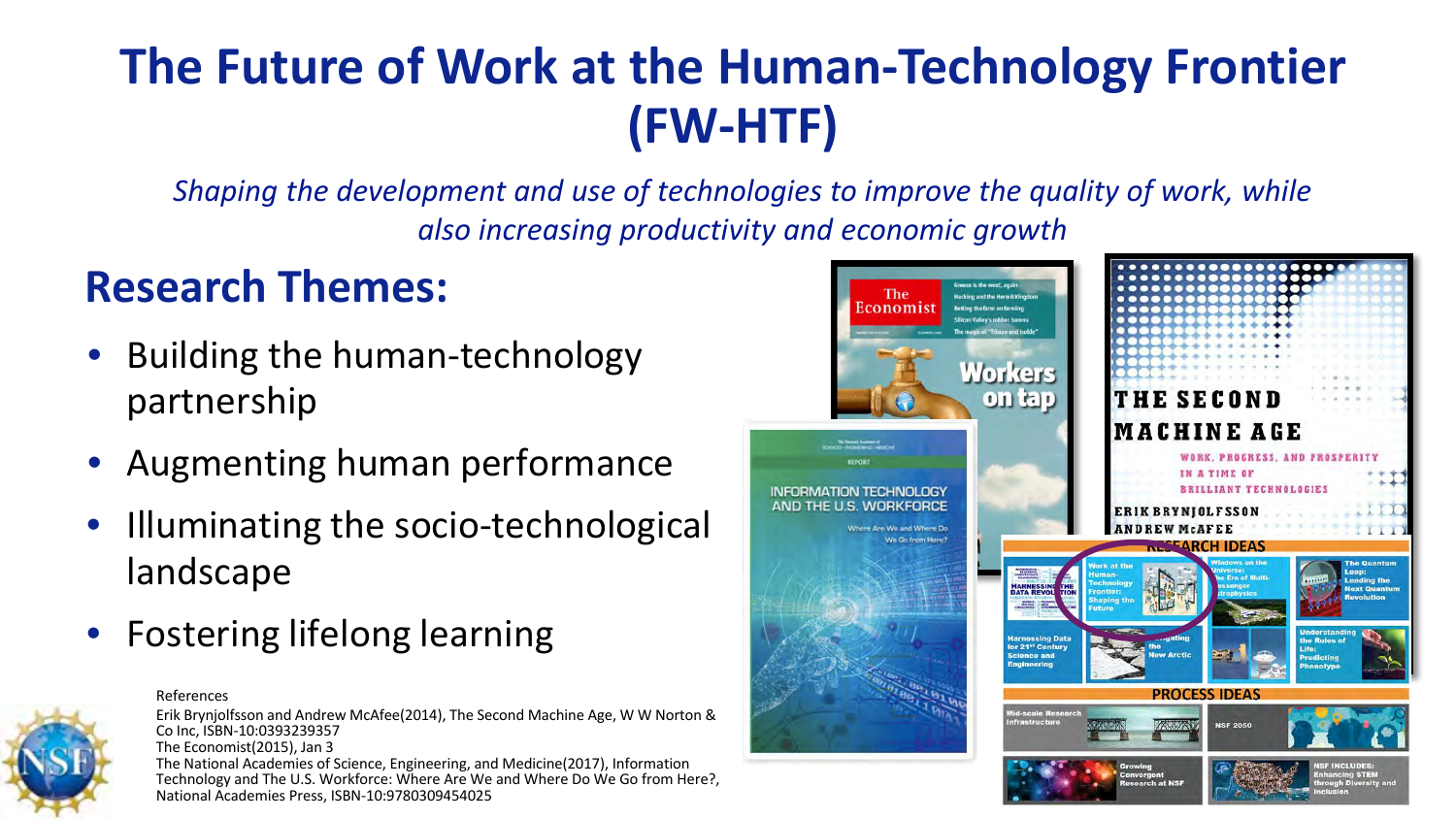# The Future of Work at the Human-Technology Frontier (FW-HTF)

*Shaping the development and use of technologies to improve the quality of work, while also increasing productivity and economic growth*

## Research Themes:

- Building the human-technology partnership
- Augmenting human performance
- Illuminating the socio-technological landscape
- Fostering lifelong learning

References

Erik Brynjolfsson and Andrew McAfee(2014), The Second Machine Age, W W Norton & Co Inc, ISBN-10:0393239357

The Economist(2015), Jan 3

The National Academies of Science, Engineering, and Medicine(2017), Information Technology and The U.S. Workforce: Where Are We and Where Do We Go from Here?, National Academies Press, ISBN-10:9780309454025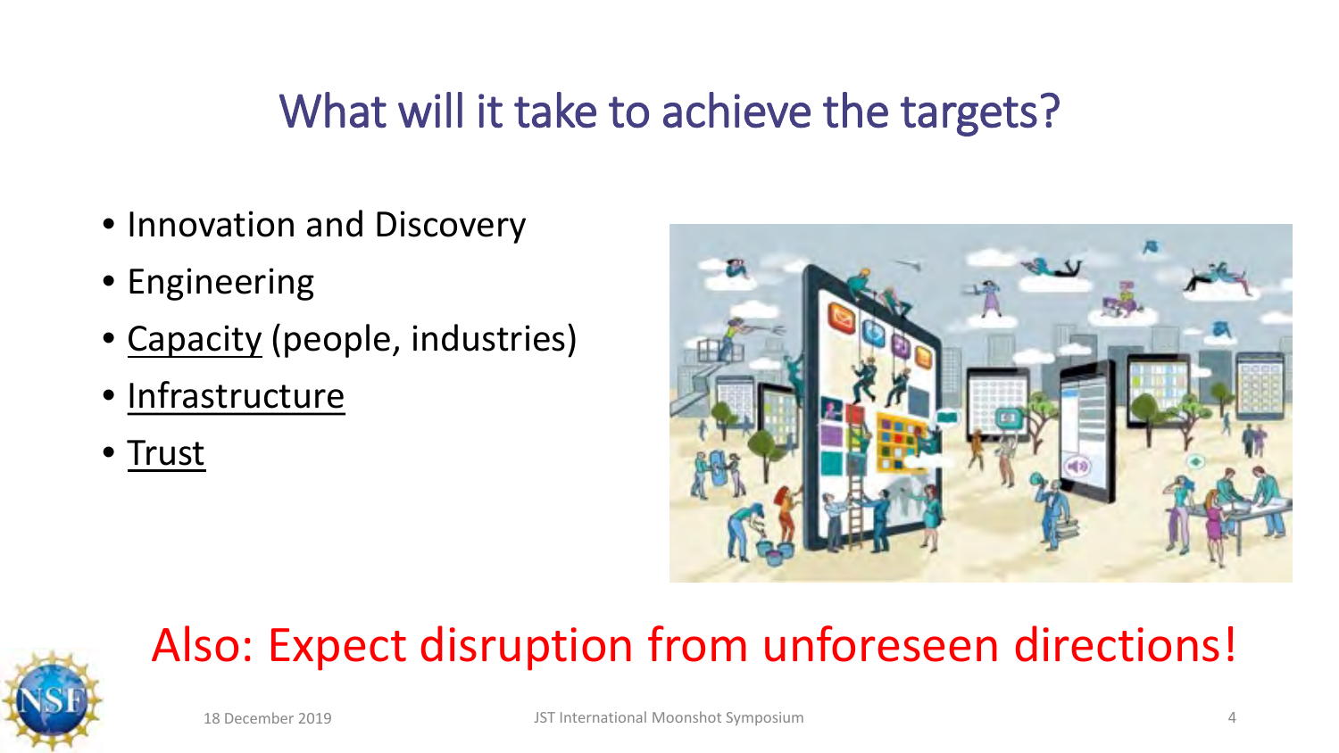# What will it take to achieve the targets?

- Innovation and Discovery
- Engineering
- <u>Capacity</u> (people, industries)
- <u>Infrastructure</u>
- <u>Trust</u>

Also: Expect disruption from unforeseen directions!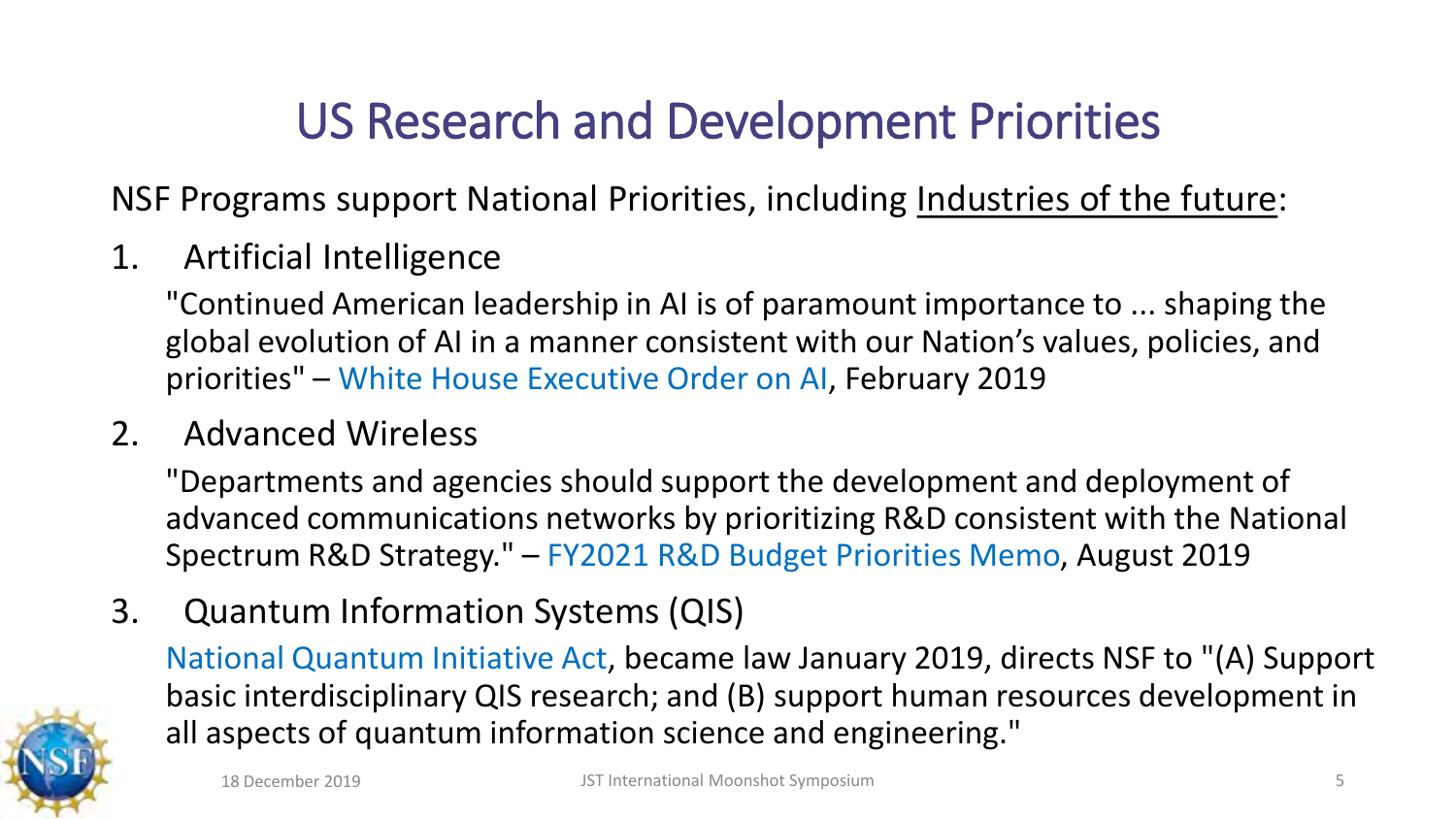# US Research and Development Priorities

NSF Programs support National Priorities, including Industries of the future:

1. Artificial Intelligence

   "Continued American leadership in AI is of paramount importance to ... shaping the global evolution of AI in a manner consistent with our Nation's values, policies, and priorities" – White House Executive Order on AI, February 2019

2. Advanced Wireless

   "Departments and agencies should support the development and deployment of advanced communications networks by prioritizing R&D consistent with the National Spectrum R&D Strategy." – FY2021 R&D Budget Priorities Memo, August 2019

3. Quantum Information Systems (QIS)

   National Quantum Initiative Act, became law January 2019, directs NSF to "(A) Support basic interdisciplinary QIS research; and (B) support human resources development in all aspects of quantum information science and engineering."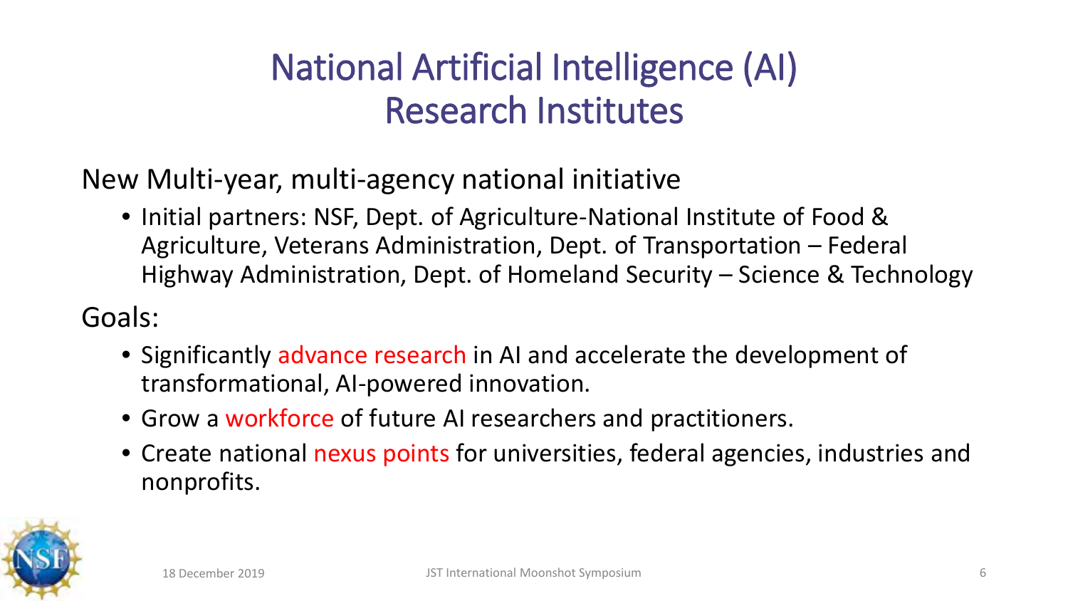# National Artificial Intelligence (AI) Research Institutes

New Multi-year, multi-agency national initiative

- Initial partners: NSF, Dept. of Agriculture-National Institute of Food & Agriculture, Veterans Administration, Dept. of Transportation – Federal Highway Administration, Dept. of Homeland Security – Science & Technology

Goals:

- Significantly advance research in AI and accelerate the development of transformational, AI-powered innovation.
- Grow a workforce of future AI researchers and practitioners.
- Create national nexus points for universities, federal agencies, industries and nonprofits.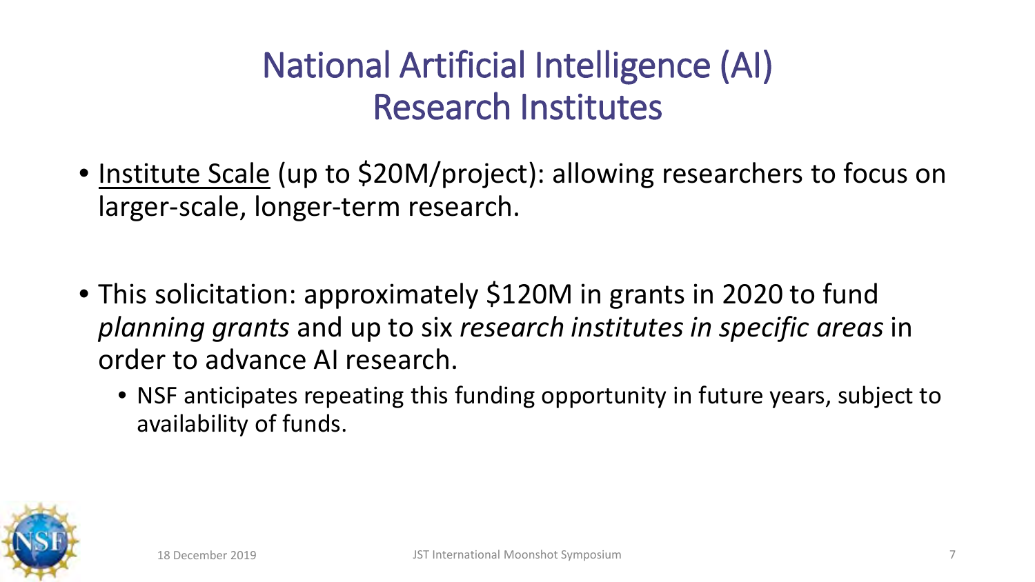# National Artificial Intelligence (AI) Research Institutes

- <u>Institute Scale</u> (up to \$20M/project): allowing researchers to focus on larger-scale, longer-term research.

- This solicitation: approximately \$120M in grants in 2020 to fund *planning grants* and up to six *research institutes in specific areas* in order to advance AI research.
  - NSF anticipates repeating this funding opportunity in future years, subject to availability of funds.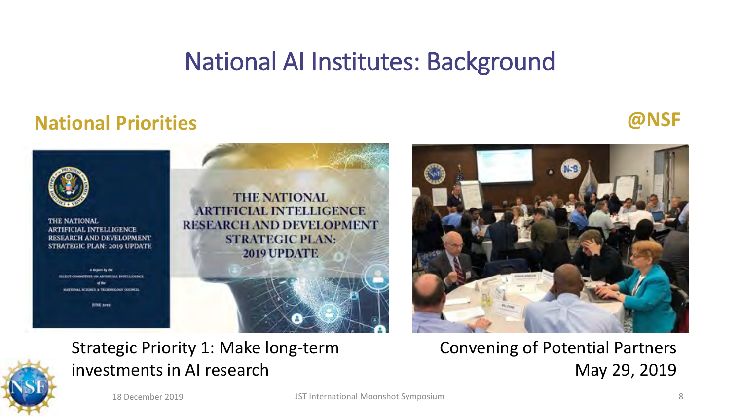# National AI Institutes: Background

## National Priorities

## @NSF

Strategic Priority 1: Make long-term investments in AI research

Convening of Potential Partners
May 29, 2019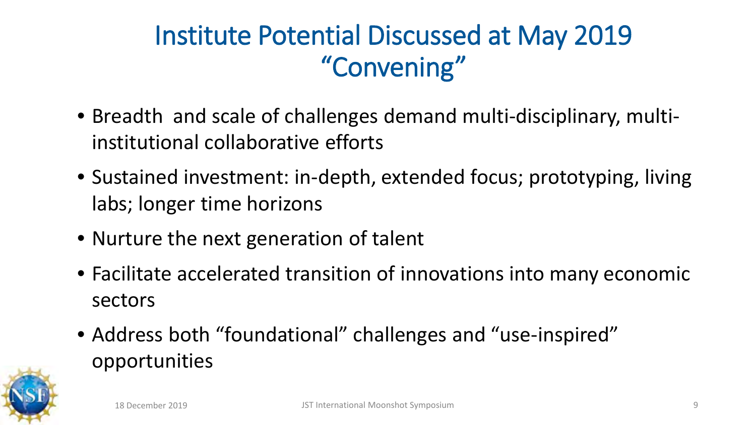# Institute Potential Discussed at May 2019 "Convening"

- Breadth and scale of challenges demand multi-disciplinary, multi-institutional collaborative efforts
- Sustained investment: in-depth, extended focus; prototyping, living labs; longer time horizons
- Nurture the next generation of talent
- Facilitate accelerated transition of innovations into many economic sectors
- Address both "foundational" challenges and "use-inspired" opportunities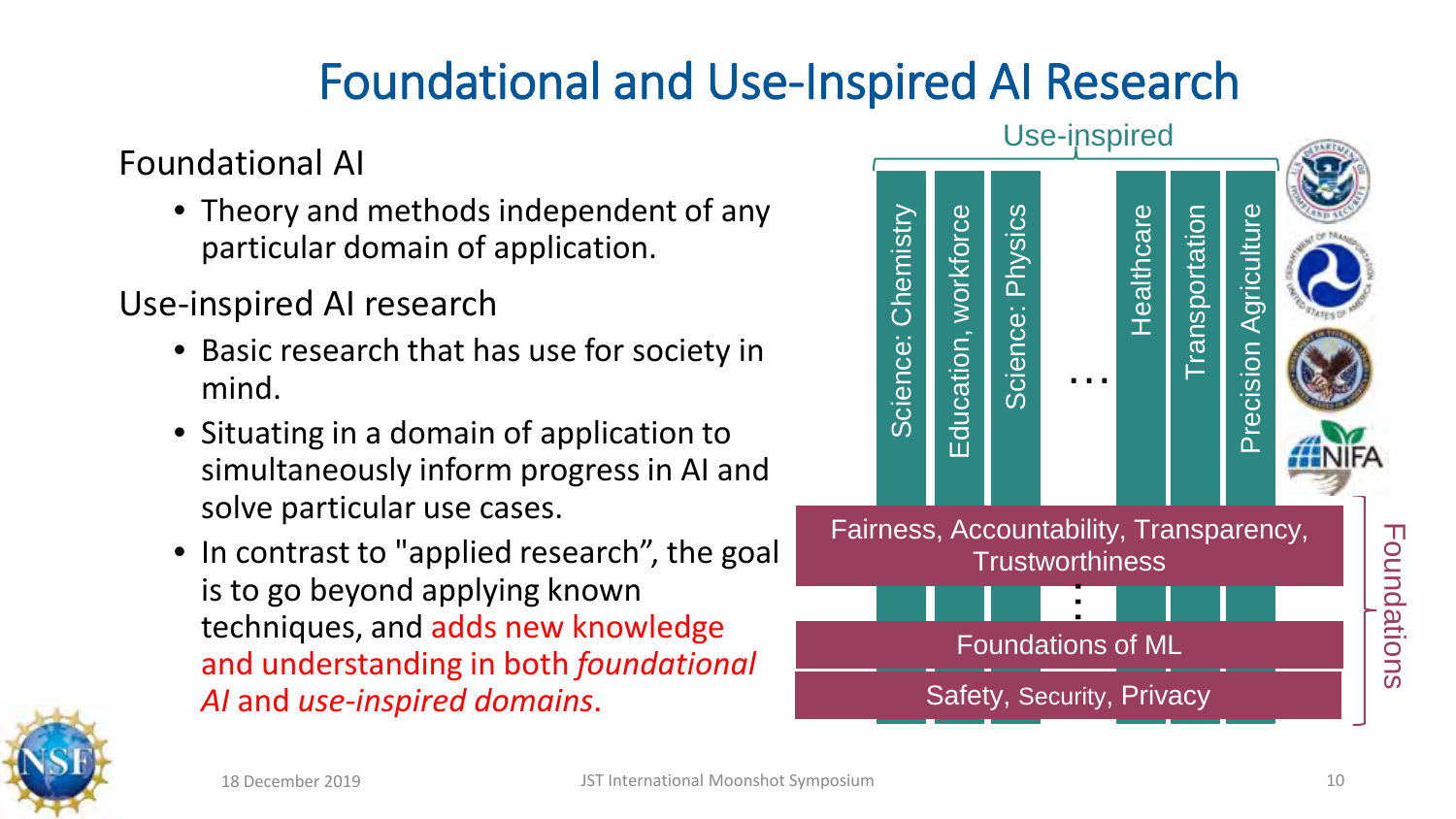# Foundational and Use-Inspired AI Research

Foundational AI

- Theory and methods independent of any particular domain of application.

Use-inspired AI research

- Basic research that has use for society in mind.
- Situating in a domain of application to simultaneously inform progress in AI and solve particular use cases.
- In contrast to "applied research", the goal is to go beyond applying known techniques, and adds new knowledge and understanding in both *foundational AI* and *use-inspired domains*.

Use-inspired

Science: Chemistry | Education, workforce | Science: Physics | … | Healthcare | Transportation | Precision Agriculture

Foundations

- Fairness, Accountability, Transparency, Trustworthiness
- ⋮
- Foundations of ML
- Safety, Security, Privacy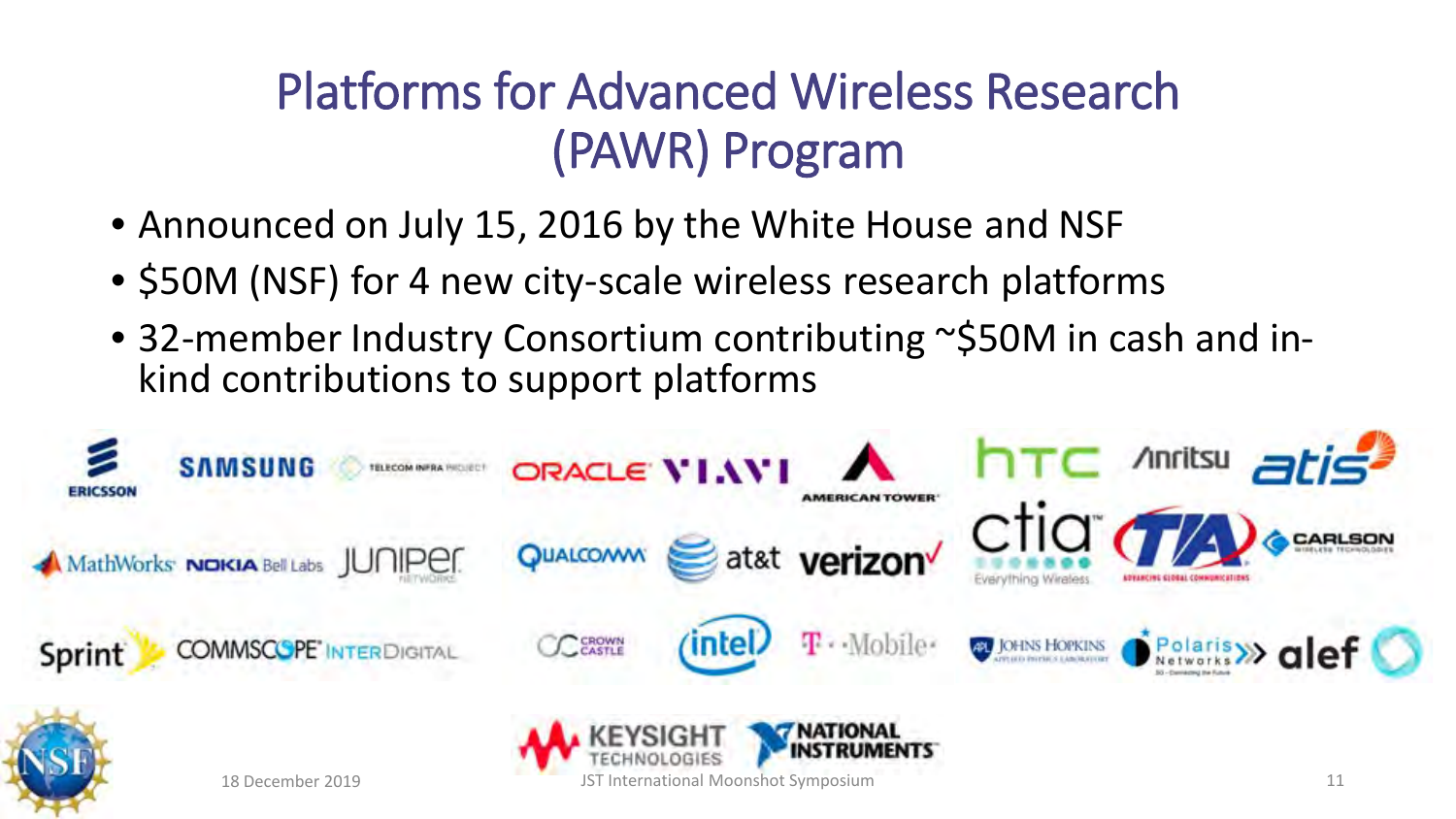# Platforms for Advanced Wireless Research (PAWR) Program

- Announced on July 15, 2016 by the White House and NSF
- $50M (NSF) for 4 new city-scale wireless research platforms
- 32-member Industry Consortium contributing ~$50M in cash and in-kind contributions to support platforms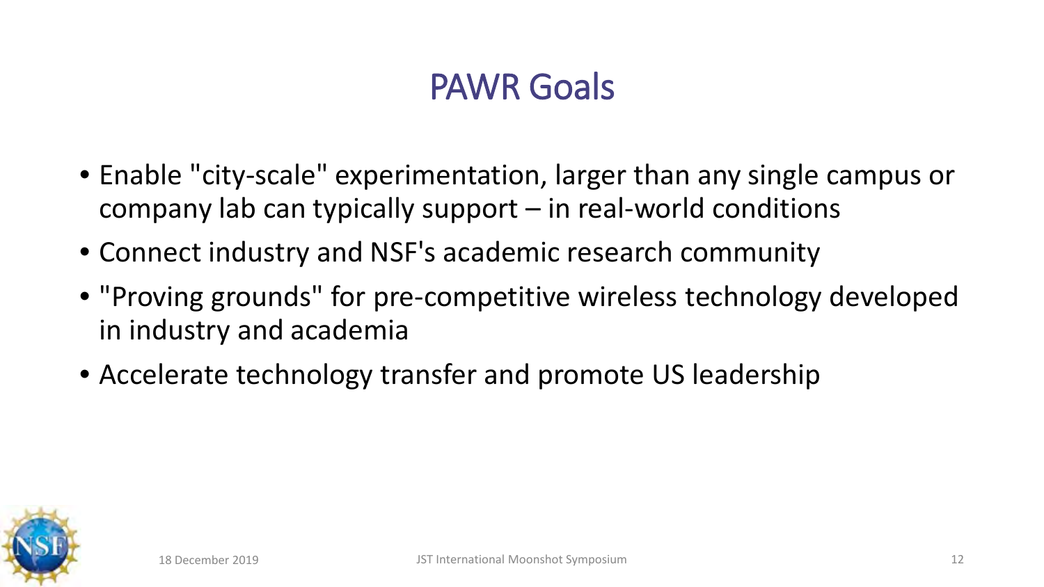# PAWR Goals

- Enable "city-scale" experimentation, larger than any single campus or company lab can typically support – in real-world conditions
- Connect industry and NSF's academic research community
- "Proving grounds" for pre-competitive wireless technology developed in industry and academia
- Accelerate technology transfer and promote US leadership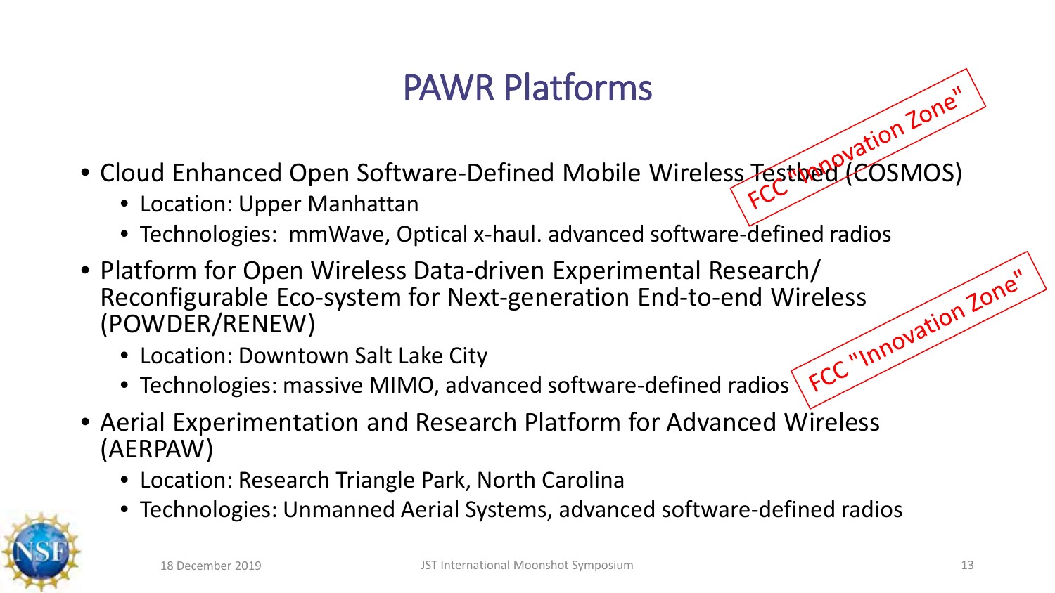# PAWR Platforms

- Cloud Enhanced Open Software-Defined Mobile Wireless Testbed (COSMOS)
  - Location: Upper Manhattan
  - Technologies: mmWave, Optical x-haul. advanced software-defined radios

FCC "Innovation Zone"

- Platform for Open Wireless Data-driven Experimental Research/ Reconfigurable Eco-system for Next-generation End-to-end Wireless (POWDER/RENEW)
  - Location: Downtown Salt Lake City
  - Technologies: massive MIMO, advanced software-defined radios

FCC "Innovation Zone"

- Aerial Experimentation and Research Platform for Advanced Wireless (AERPAW)
  - Location: Research Triangle Park, North Carolina
  - Technologies: Unmanned Aerial Systems, advanced software-defined radios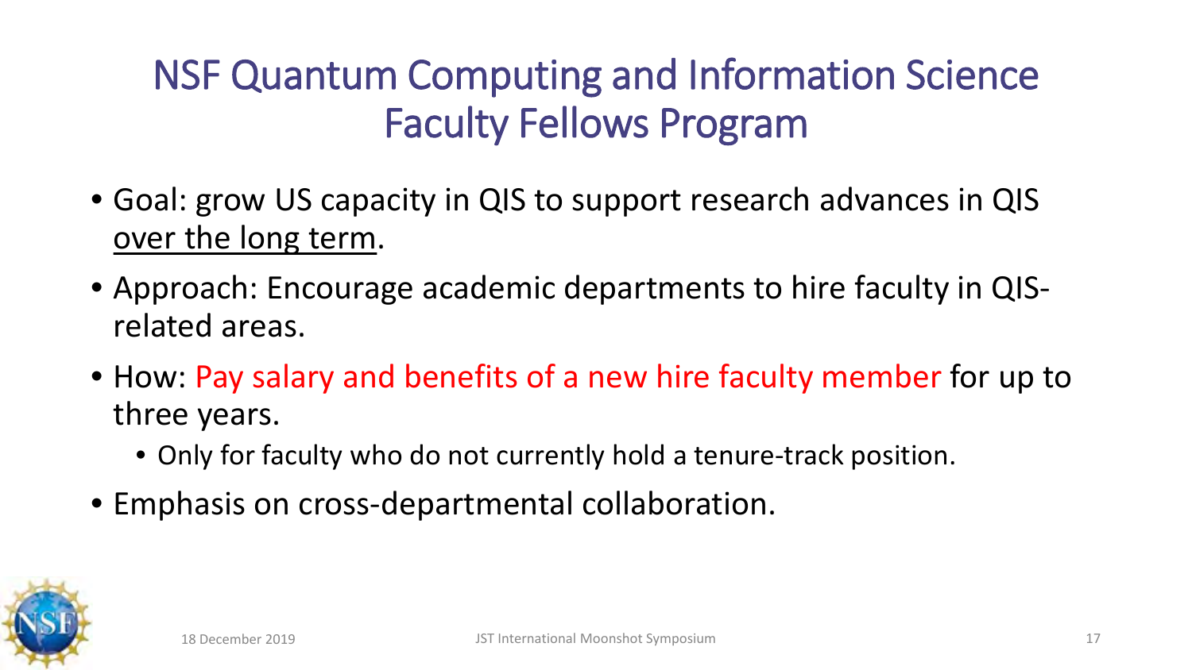# NSF Quantum Computing and Information Science Faculty Fellows Program

- Goal: grow US capacity in QIS to support research advances in QIS over the long term.
- Approach: Encourage academic departments to hire faculty in QIS-related areas.
- How: Pay salary and benefits of a new hire faculty member for up to three years.
  - Only for faculty who do not currently hold a tenure-track position.
- Emphasis on cross-departmental collaboration.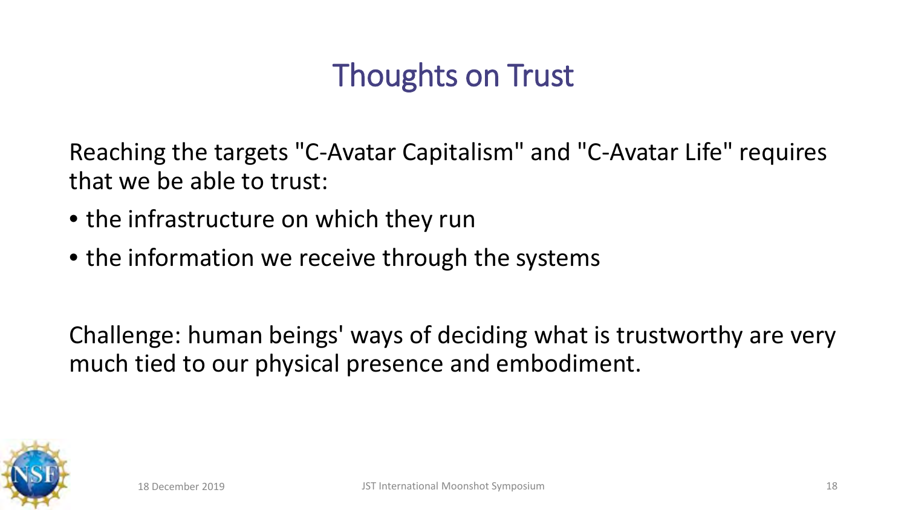# Thoughts on Trust

Reaching the targets "C-Avatar Capitalism" and "C-Avatar Life" requires that we be able to trust:

- the infrastructure on which they run
- the information we receive through the systems

Challenge: human beings' ways of deciding what is trustworthy are very much tied to our physical presence and embodiment.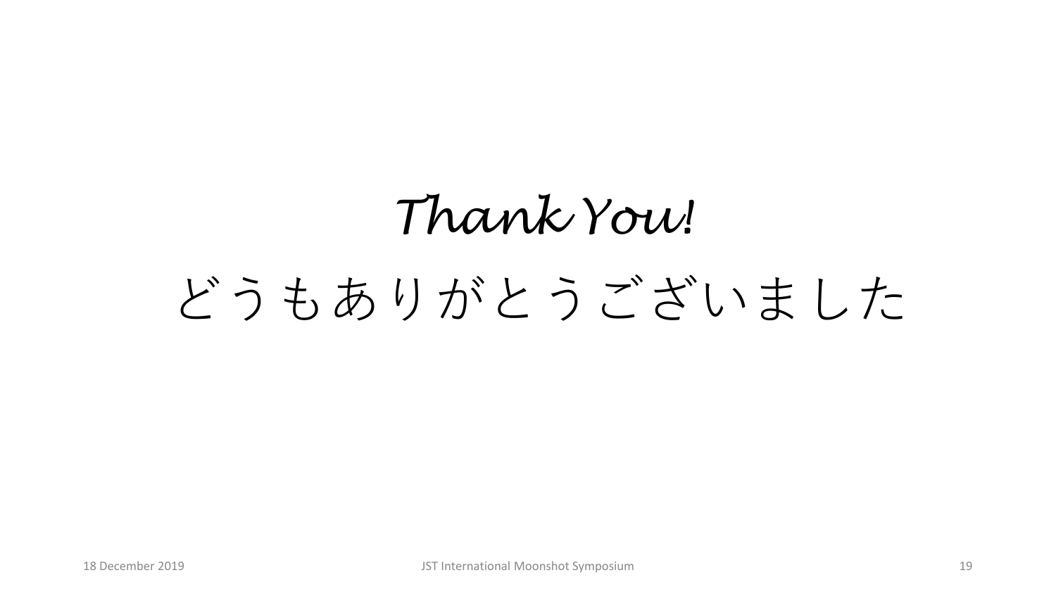*Thank You!*

どうもありがとうございました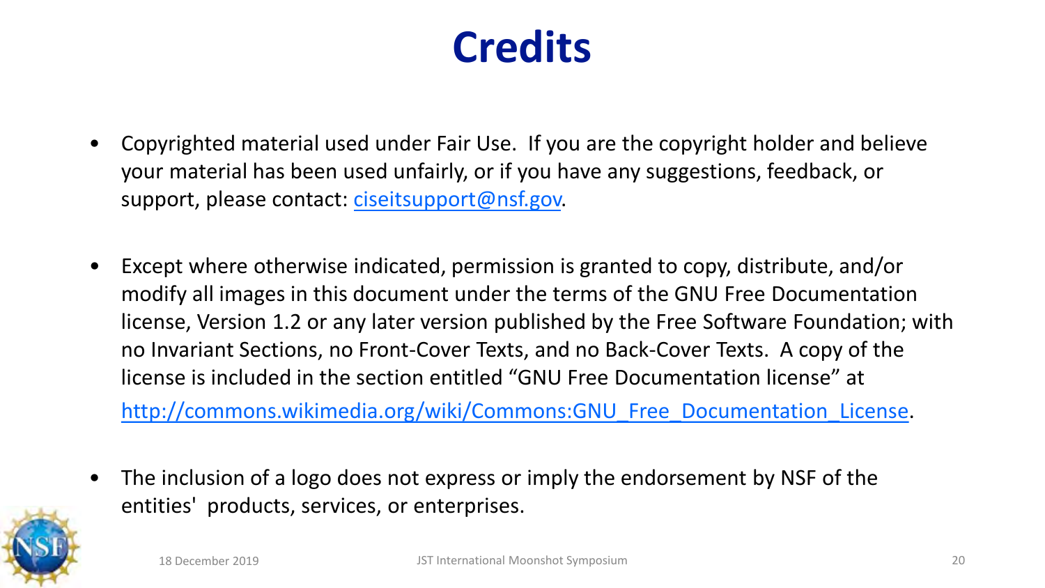# Credits

- Copyrighted material used under Fair Use. If you are the copyright holder and believe your material has been used unfairly, or if you have any suggestions, feedback, or support, please contact: ciseitsupport@nsf.gov.
- Except where otherwise indicated, permission is granted to copy, distribute, and/or modify all images in this document under the terms of the GNU Free Documentation license, Version 1.2 or any later version published by the Free Software Foundation; with no Invariant Sections, no Front-Cover Texts, and no Back-Cover Texts. A copy of the license is included in the section entitled "GNU Free Documentation license" at http://commons.wikimedia.org/wiki/Commons:GNU_Free_Documentation_License.
- The inclusion of a logo does not express or imply the endorsement by NSF of the entities' products, services, or enterprises.